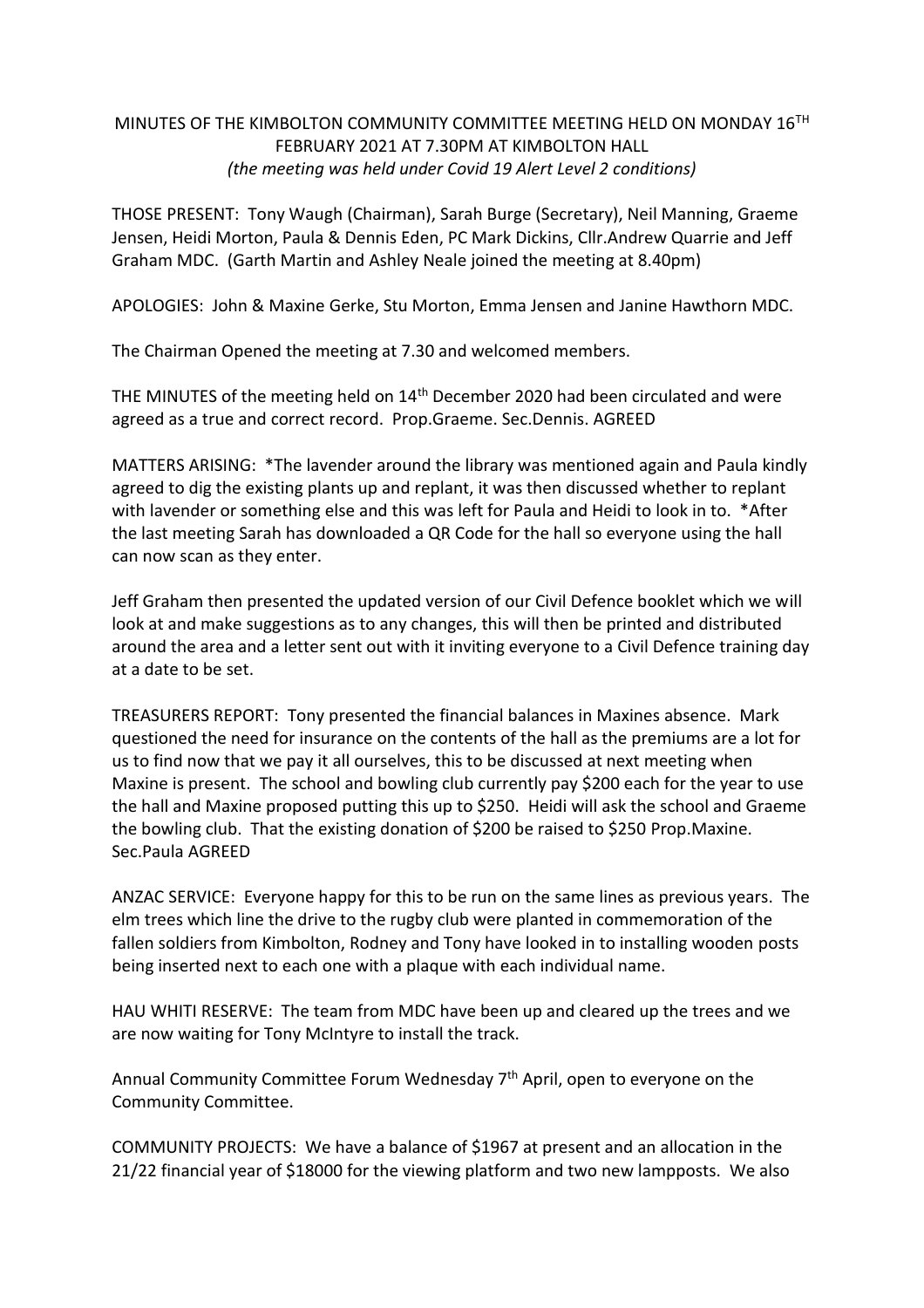MINUTES OF THE KIMBOLTON COMMUNITY COMMITTEE MEETING HELD ON MONDAY 16[TH] FEBRUARY 2021 AT 7.30PM AT KIMBOLTON HALL
*(the meeting was held under Covid 19 Alert Level 2 conditions)*

THOSE PRESENT: Tony Waugh (Chairman), Sarah Burge (Secretary), Neil Manning, Graeme Jensen, Heidi Morton, Paula & Dennis Eden, PC Mark Dickins, Cllr.Andrew Quarrie and Jeff Graham MDC. (Garth Martin and Ashley Neale joined the meeting at 8.40pm)

APOLOGIES: John & Maxine Gerke, Stu Morton, Emma Jensen and Janine Hawthorn MDC.

The Chairman Opened the meeting at 7.30 and welcomed members.

THE MINUTES of the meeting held on 14[th] December 2020 had been circulated and were agreed as a true and correct record. Prop.Graeme. Sec.Dennis. AGREED

MATTERS ARISING: *The lavender around the library was mentioned again and Paula kindly agreed to dig the existing plants up and replant, it was then discussed whether to replant with lavender or something else and this was left for Paula and Heidi to look in to. *After the last meeting Sarah has downloaded a QR Code for the hall so everyone using the hall can now scan as they enter.

Jeff Graham then presented the updated version of our Civil Defence booklet which we will look at and make suggestions as to any changes, this will then be printed and distributed around the area and a letter sent out with it inviting everyone to a Civil Defence training day at a date to be set.

TREASURERS REPORT: Tony presented the financial balances in Maxines absence. Mark questioned the need for insurance on the contents of the hall as the premiums are a lot for us to find now that we pay it all ourselves, this to be discussed at next meeting when Maxine is present. The school and bowling club currently pay $200 each for the year to use the hall and Maxine proposed putting this up to $250. Heidi will ask the school and Graeme the bowling club. That the existing donation of $200 be raised to $250 Prop.Maxine. Sec.Paula AGREED

ANZAC SERVICE: Everyone happy for this to be run on the same lines as previous years. The elm trees which line the drive to the rugby club were planted in commemoration of the fallen soldiers from Kimbolton, Rodney and Tony have looked in to installing wooden posts being inserted next to each one with a plaque with each individual name.

HAU WHITI RESERVE: The team from MDC have been up and cleared up the trees and we are now waiting for Tony McIntyre to install the track.

Annual Community Committee Forum Wednesday 7[th] April, open to everyone on the Community Committee.

COMMUNITY PROJECTS: We have a balance of $1967 at present and an allocation in the 21/22 financial year of $18000 for the viewing platform and two new lampposts. We also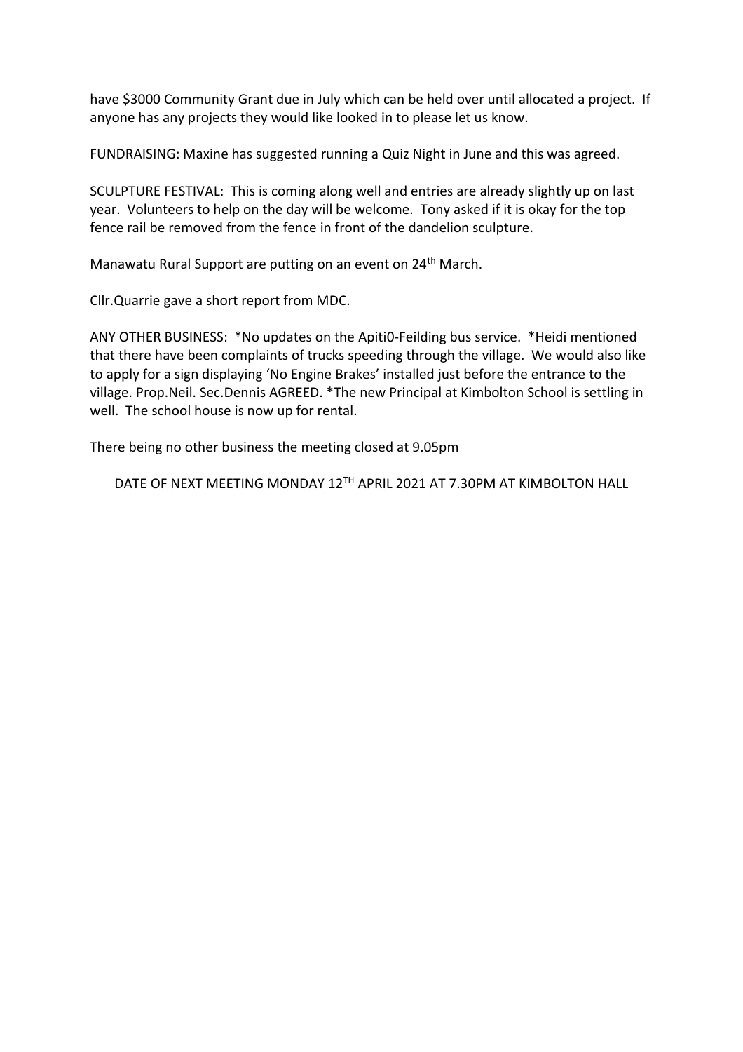have $3000 Community Grant due in July which can be held over until allocated a project. If anyone has any projects they would like looked in to please let us know.

FUNDRAISING: Maxine has suggested running a Quiz Night in June and this was agreed.

SCULPTURE FESTIVAL: This is coming along well and entries are already slightly up on last year. Volunteers to help on the day will be welcome. Tony asked if it is okay for the top fence rail be removed from the fence in front of the dandelion sculpture.

Manawatu Rural Support are putting on an event on 24th March.

Cllr.Quarrie gave a short report from MDC.

ANY OTHER BUSINESS: *No updates on the Apiti0-Feilding bus service. *Heidi mentioned that there have been complaints of trucks speeding through the village. We would also like to apply for a sign displaying 'No Engine Brakes' installed just before the entrance to the village. Prop.Neil. Sec.Dennis AGREED. *The new Principal at Kimbolton School is settling in well. The school house is now up for rental.

There being no other business the meeting closed at 9.05pm

DATE OF NEXT MEETING MONDAY 12TH APRIL 2021 AT 7.30PM AT KIMBOLTON HALL